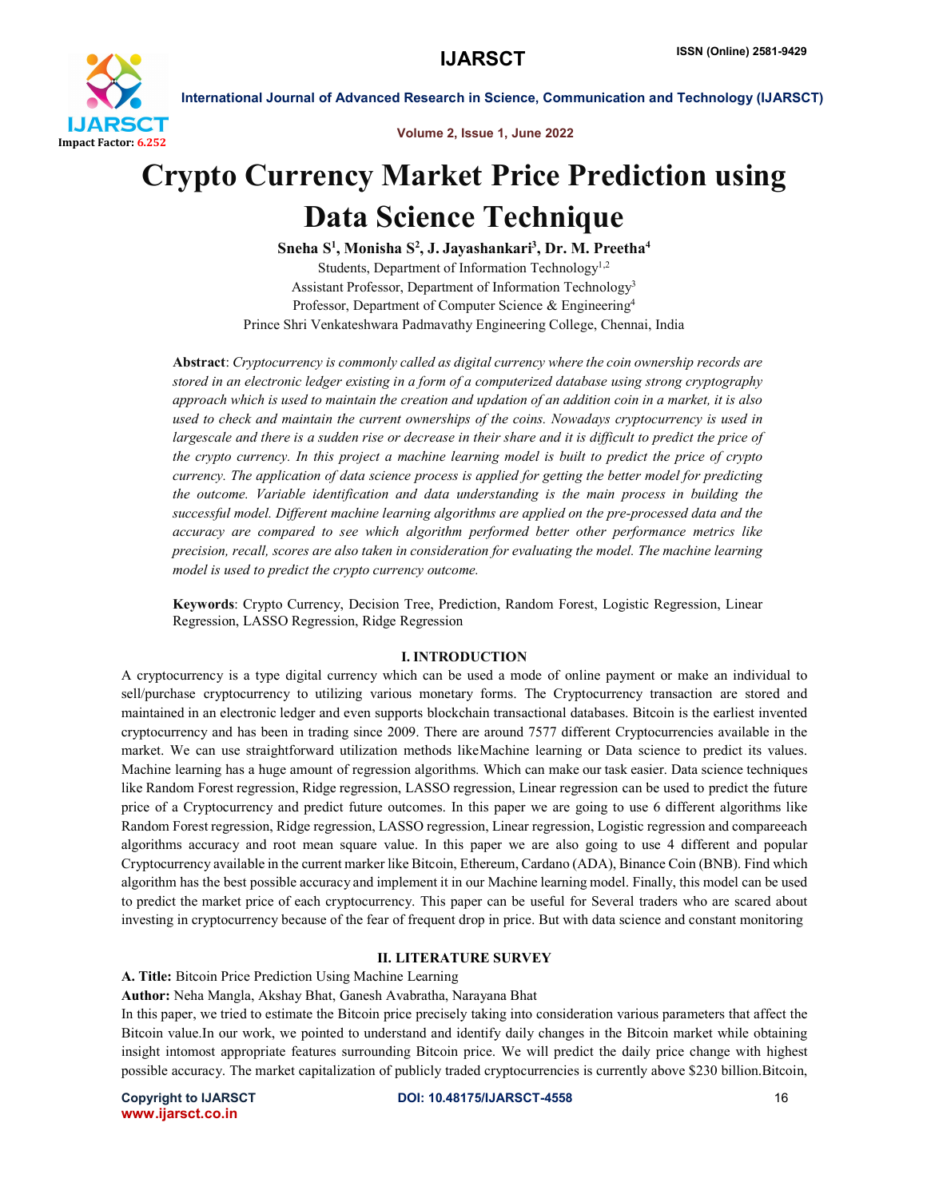# Crypto Currency Market Price Prediction using Data Science Technique

**Sneha S[1], Monisha S[2], J. Jayashankari[3], Dr. M. Preetha[4]**

Students, Department of Information Technology[1,2]

Assistant Professor, Department of Information Technology[3]

Professor, Department of Computer Science & Engineering[4]

Prince Shri Venkateshwara Padmavathy Engineering College, Chennai, India

**Abstract**: *Cryptocurrency is commonly called as digital currency where the coin ownership records are stored in an electronic ledger existing in a form of a computerized database using strong cryptography approach which is used to maintain the creation and updation of an addition coin in a market, it is also used to check and maintain the current ownerships of the coins. Nowadays cryptocurrency is used in largescale and there is a sudden rise or decrease in their share and it is difficult to predict the price of the crypto currency. In this project a machine learning model is built to predict the price of crypto currency. The application of data science process is applied for getting the better model for predicting the outcome. Variable identification and data understanding is the main process in building the successful model. Different machine learning algorithms are applied on the pre-processed data and the accuracy are compared to see which algorithm performed better other performance metrics like precision, recall, scores are also taken in consideration for evaluating the model. The machine learning model is used to predict the crypto currency outcome.*

**Keywords**: Crypto Currency, Decision Tree, Prediction, Random Forest, Logistic Regression, Linear Regression, LASSO Regression, Ridge Regression

## I. INTRODUCTION

A cryptocurrency is a type digital currency which can be used a mode of online payment or make an individual to sell/purchase cryptocurrency to utilizing various monetary forms. The Cryptocurrency transaction are stored and maintained in an electronic ledger and even supports blockchain transactional databases. Bitcoin is the earliest invented cryptocurrency and has been in trading since 2009. There are around 7577 different Cryptocurrencies available in the market. We can use straightforward utilization methods likeMachine learning or Data science to predict its values. Machine learning has a huge amount of regression algorithms. Which can make our task easier. Data science techniques like Random Forest regression, Ridge regression, LASSO regression, Linear regression can be used to predict the future price of a Cryptocurrency and predict future outcomes. In this paper we are going to use 6 different algorithms like Random Forest regression, Ridge regression, LASSO regression, Linear regression, Logistic regression and compareeach algorithms accuracy and root mean square value. In this paper we are also going to use 4 different and popular Cryptocurrency available in the current marker like Bitcoin, Ethereum, Cardano (ADA), Binance Coin (BNB). Find which algorithm has the best possible accuracy and implement it in our Machine learning model. Finally, this model can be used to predict the market price of each cryptocurrency. This paper can be useful for Several traders who are scared about investing in cryptocurrency because of the fear of frequent drop in price. But with data science and constant monitoring

## II. LITERATURE SURVEY

**A. Title:** Bitcoin Price Prediction Using Machine Learning

**Author:** Neha Mangla, Akshay Bhat, Ganesh Avabratha, Narayana Bhat

In this paper, we tried to estimate the Bitcoin price precisely taking into consideration various parameters that affect the Bitcoin value.In our work, we pointed to understand and identify daily changes in the Bitcoin market while obtaining insight intomost appropriate features surrounding Bitcoin price. We will predict the daily price change with highest possible accuracy. The market capitalization of publicly traded cryptocurrencies is currently above $230 billion.Bitcoin,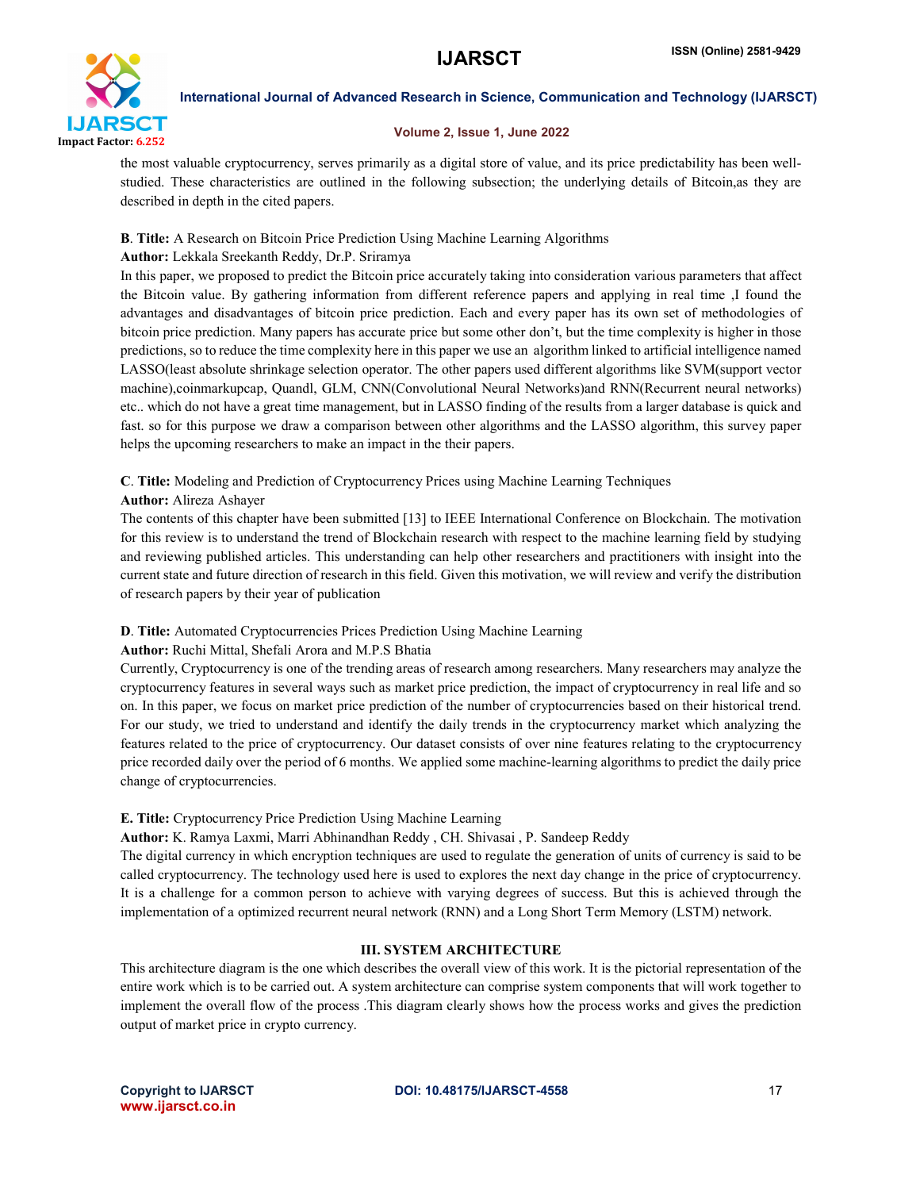the most valuable cryptocurrency, serves primarily as a digital store of value, and its price predictability has been well-studied. These characteristics are outlined in the following subsection; the underlying details of Bitcoin,as they are described in depth in the cited papers.

**B**. **Title:** A Research on Bitcoin Price Prediction Using Machine Learning Algorithms

**Author:** Lekkala Sreekanth Reddy, Dr.P. Sriramya

In this paper, we proposed to predict the Bitcoin price accurately taking into consideration various parameters that affect the Bitcoin value. By gathering information from different reference papers and applying in real time ,I found the advantages and disadvantages of bitcoin price prediction. Each and every paper has its own set of methodologies of bitcoin price prediction. Many papers has accurate price but some other don't, but the time complexity is higher in those predictions, so to reduce the time complexity here in this paper we use an algorithm linked to artificial intelligence named LASSO(least absolute shrinkage selection operator. The other papers used different algorithms like SVM(support vector machine),coinmarkupcap, Quandl, GLM, CNN(Convolutional Neural Networks)and RNN(Recurrent neural networks) etc.. which do not have a great time management, but in LASSO finding of the results from a larger database is quick and fast. so for this purpose we draw a comparison between other algorithms and the LASSO algorithm, this survey paper helps the upcoming researchers to make an impact in the their papers.

**C**. **Title:** Modeling and Prediction of Cryptocurrency Prices using Machine Learning Techniques

**Author:** Alireza Ashayer

The contents of this chapter have been submitted [13] to IEEE International Conference on Blockchain. The motivation for this review is to understand the trend of Blockchain research with respect to the machine learning field by studying and reviewing published articles. This understanding can help other researchers and practitioners with insight into the current state and future direction of research in this field. Given this motivation, we will review and verify the distribution of research papers by their year of publication

**D**. **Title:** Automated Cryptocurrencies Prices Prediction Using Machine Learning

**Author:** Ruchi Mittal, Shefali Arora and M.P.S Bhatia

Currently, Cryptocurrency is one of the trending areas of research among researchers. Many researchers may analyze the cryptocurrency features in several ways such as market price prediction, the impact of cryptocurrency in real life and so on. In this paper, we focus on market price prediction of the number of cryptocurrencies based on their historical trend. For our study, we tried to understand and identify the daily trends in the cryptocurrency market which analyzing the features related to the price of cryptocurrency. Our dataset consists of over nine features relating to the cryptocurrency price recorded daily over the period of 6 months. We applied some machine-learning algorithms to predict the daily price change of cryptocurrencies.

**E. Title:** Cryptocurrency Price Prediction Using Machine Learning

**Author:** K. Ramya Laxmi, Marri Abhinandhan Reddy , CH. Shivasai , P. Sandeep Reddy

The digital currency in which encryption techniques are used to regulate the generation of units of currency is said to be called cryptocurrency. The technology used here is used to explores the next day change in the price of cryptocurrency. It is a challenge for a common person to achieve with varying degrees of success. But this is achieved through the implementation of a optimized recurrent neural network (RNN) and a Long Short Term Memory (LSTM) network.

## III. SYSTEM ARCHITECTURE

This architecture diagram is the one which describes the overall view of this work. It is the pictorial representation of the entire work which is to be carried out. A system architecture can comprise system components that will work together to implement the overall flow of the process .This diagram clearly shows how the process works and gives the prediction output of market price in crypto currency.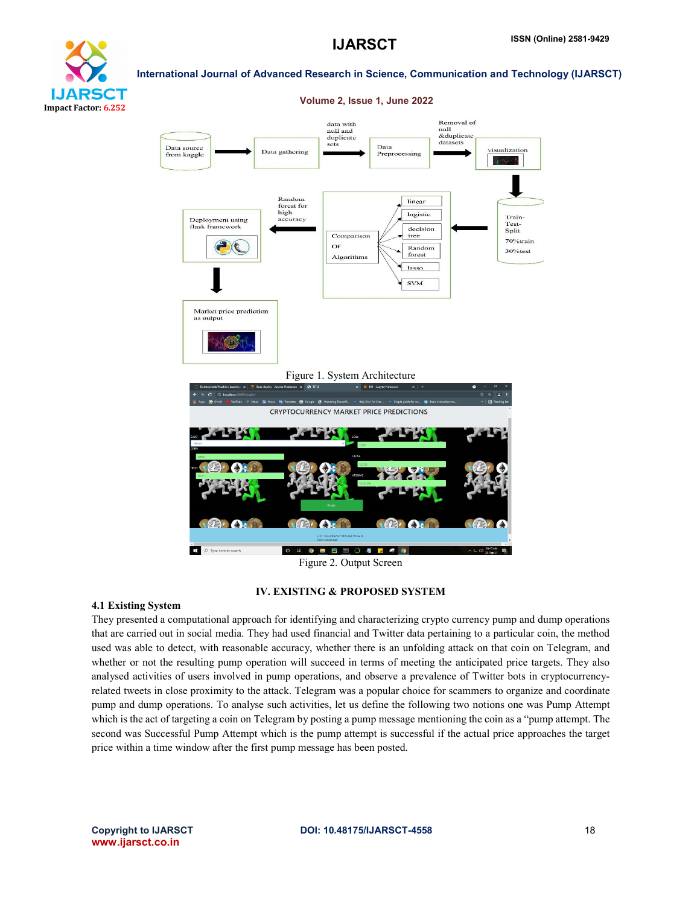Figure 1. System Architecture

Figure 2. Output Screen

## IV. EXISTING & PROPOSED SYSTEM

### 4.1 Existing System

They presented a computational approach for identifying and characterizing crypto currency pump and dump operations that are carried out in social media. They had used financial and Twitter data pertaining to a particular coin, the method used was able to detect, with reasonable accuracy, whether there is an unfolding attack on that coin on Telegram, and whether or not the resulting pump operation will succeed in terms of meeting the anticipated price targets. They also analysed activities of users involved in pump operations, and observe a prevalence of Twitter bots in cryptocurrency-related tweets in close proximity to the attack. Telegram was a popular choice for scammers to organize and coordinate pump and dump operations. To analyse such activities, let us define the following two notions one was Pump Attempt which is the act of targeting a coin on Telegram by posting a pump message mentioning the coin as a "pump attempt. The second was Successful Pump Attempt which is the pump attempt is successful if the actual price approaches the target price within a time window after the first pump message has been posted.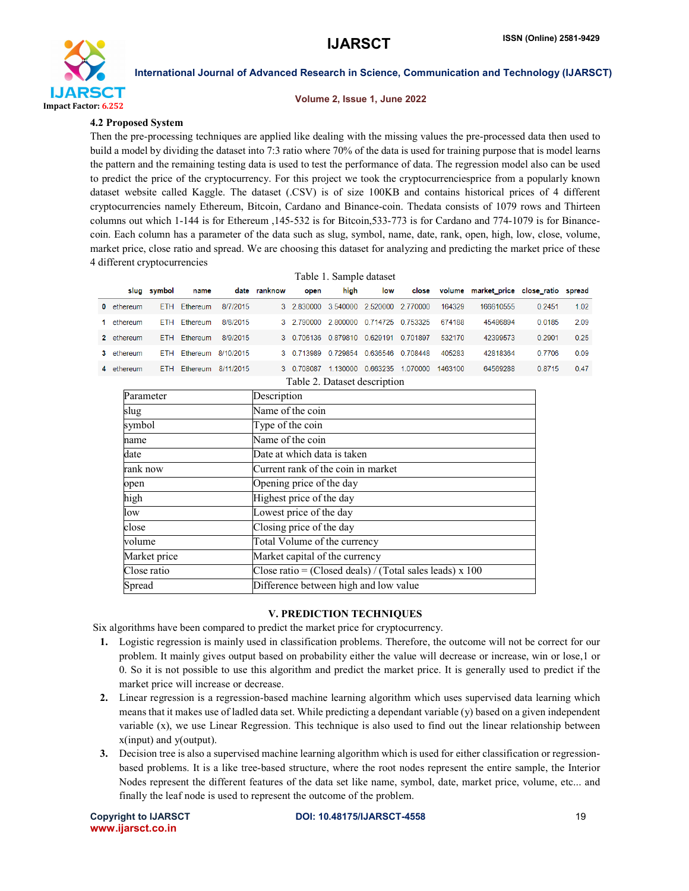### 4.2 Proposed System

Then the pre-processing techniques are applied like dealing with the missing values the pre-processed data then used to build a model by dividing the dataset into 7:3 ratio where 70% of the data is used for training purpose that is model learns the pattern and the remaining testing data is used to test the performance of data. The regression model also can be used to predict the price of the cryptocurrency. For this project we took the cryptocurrenciesprice from a popularly known dataset website called Kaggle. The dataset (.CSV) is of size 100KB and contains historical prices of 4 different cryptocurrencies namely Ethereum, Bitcoin, Cardano and Binance-coin. Thedata consists of 1079 rows and Thirteen columns out which 1-144 is for Ethereum ,145-532 is for Bitcoin,533-773 is for Cardano and 774-1079 is for Binance-coin. Each column has a parameter of the data such as slug, symbol, name, date, rank, open, high, low, close, volume, market price, close ratio and spread. We are choosing this dataset for analyzing and predicting the market price of these 4 different cryptocurrencies

Table 1. Sample dataset

| | slug | symbol | name | date | ranknow | open | high | low | close | volume | market_price | close_ratio | spread |
|---|---|---|---|---|---|---|---|---|---|---|---|---|---|
| 0 | ethereum | ETH | Ethereum | 8/7/2015 | 3 | 2.830000 | 3.540000 | 2.520000 | 2.770000 | 164329 | 166610555 | 0.2451 | 1.02 |
| 1 | ethereum | ETH | Ethereum | 8/8/2015 | 3 | 2.790000 | 2.800000 | 0.714725 | 0.753325 | 674188 | 45486894 | 0.0185 | 2.09 |
| 2 | ethereum | ETH | Ethereum | 8/9/2015 | 3 | 0.706136 | 0.879810 | 0.629191 | 0.701897 | 532170 | 42399573 | 0.2901 | 0.25 |
| 3 | ethereum | ETH | Ethereum | 8/10/2015 | 3 | 0.713989 | 0.729854 | 0.636546 | 0.708448 | 405283 | 42818364 | 0.7706 | 0.09 |
| 4 | ethereum | ETH | Ethereum | 8/11/2015 | 3 | 0.708087 | 1.130000 | 0.663235 | 1.070000 | 1463100 | 64569288 | 0.8715 | 0.47 |

Table 2. Dataset description

| Parameter | Description |
|---|---|
| slug | Name of the coin |
| symbol | Type of the coin |
| name | Name of the coin |
| date | Date at which data is taken |
| rank now | Current rank of the coin in market |
| open | Opening price of the day |
| high | Highest price of the day |
| low | Lowest price of the day |
| close | Closing price of the day |
| volume | Total Volume of the currency |
| Market price | Market capital of the currency |
| Close ratio | Close ratio = (Closed deals) / (Total sales leads) x 100 |
| Spread | Difference between high and low value |

## V. PREDICTION TECHNIQUES

Six algorithms have been compared to predict the market price for cryptocurrency.

1. Logistic regression is mainly used in classification problems. Therefore, the outcome will not be correct for our problem. It mainly gives output based on probability either the value will decrease or increase, win or lose,1 or 0. So it is not possible to use this algorithm and predict the market price. It is generally used to predict if the market price will increase or decrease.
2. Linear regression is a regression-based machine learning algorithm which uses supervised data learning which means that it makes use of ladled data set. While predicting a dependant variable (y) based on a given independent variable (x), we use Linear Regression. This technique is also used to find out the linear relationship between x(input) and y(output).
3. Decision tree is also a supervised machine learning algorithm which is used for either classification or regression-based problems. It is a like tree-based structure, where the root nodes represent the entire sample, the Interior Nodes represent the different features of the data set like name, symbol, date, market price, volume, etc... and finally the leaf node is used to represent the outcome of the problem.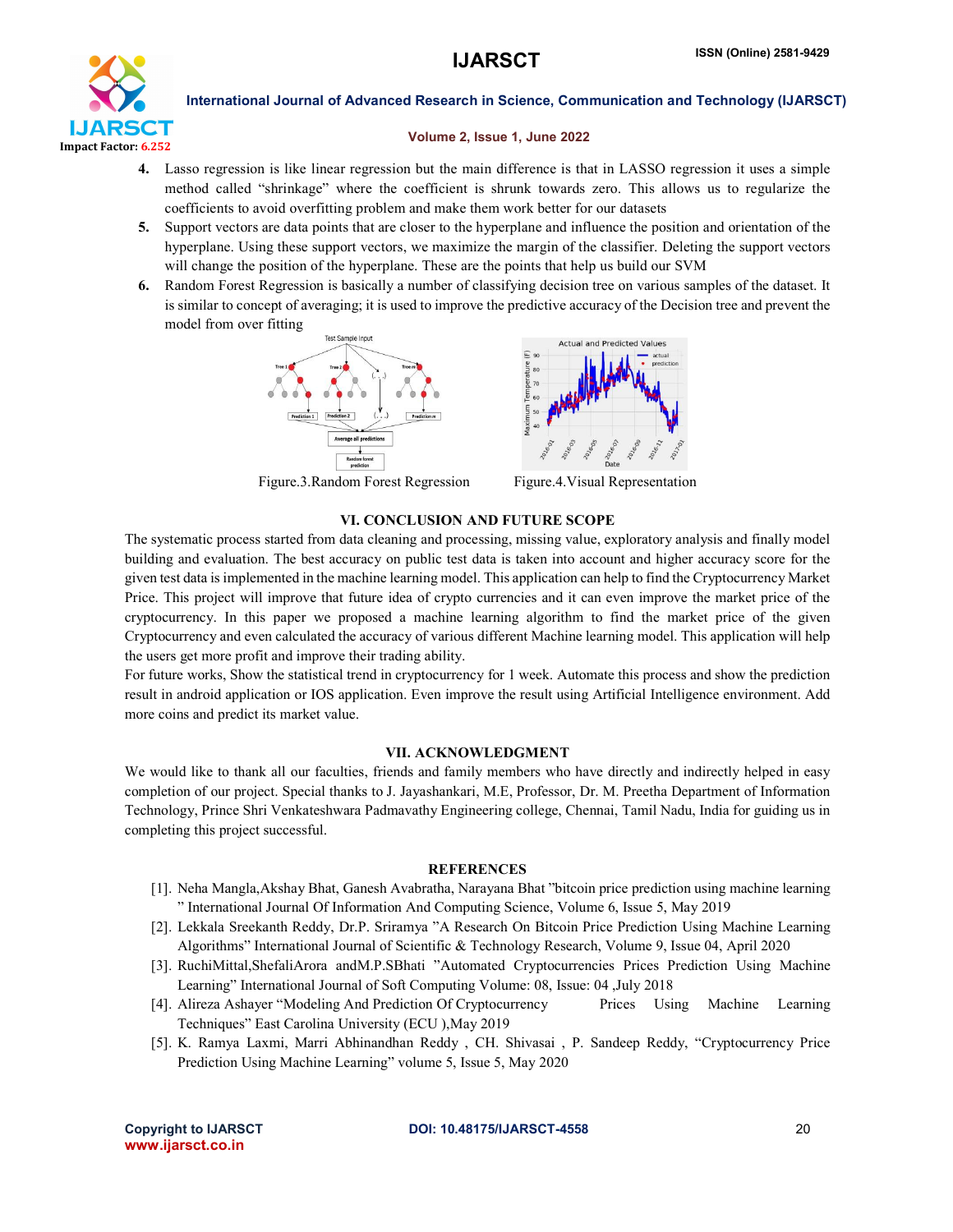4. Lasso regression is like linear regression but the main difference is that in LASSO regression it uses a simple method called "shrinkage" where the coefficient is shrunk towards zero. This allows us to regularize the coefficients to avoid overfitting problem and make them work better for our datasets
5. Support vectors are data points that are closer to the hyperplane and influence the position and orientation of the hyperplane. Using these support vectors, we maximize the margin of the classifier. Deleting the support vectors will change the position of the hyperplane. These are the points that help us build our SVM
6. Random Forest Regression is basically a number of classifying decision tree on various samples of the dataset. It is similar to concept of averaging; it is used to improve the predictive accuracy of the Decision tree and prevent the model from over fitting

Test Sample Input
Tree 1
Tree 2
Tree m
Prediction 1
Prediction 2
Prediction m
Average all predictions
Random forest prediction

Figure.3.Random Forest Regression

Actual and Predicted Values
actual
prediction
Maximum Temperature (F)
90
80
70
60
50
40
2016-01
2016-03
2016-05
2016-07
2016-09
2016-11
2017-01
Date

Figure.4.Visual Representation

## VI. CONCLUSION AND FUTURE SCOPE

The systematic process started from data cleaning and processing, missing value, exploratory analysis and finally model building and evaluation. The best accuracy on public test data is taken into account and higher accuracy score for the given test data is implemented in the machine learning model. This application can help to find the Cryptocurrency Market Price. This project will improve that future idea of crypto currencies and it can even improve the market price of the cryptocurrency. In this paper we proposed a machine learning algorithm to find the market price of the given Cryptocurrency and even calculated the accuracy of various different Machine learning model. This application will help the users get more profit and improve their trading ability.

For future works, Show the statistical trend in cryptocurrency for 1 week. Automate this process and show the prediction result in android application or IOS application. Even improve the result using Artificial Intelligence environment. Add more coins and predict its market value.

## VII. ACKNOWLEDGMENT

We would like to thank all our faculties, friends and family members who have directly and indirectly helped in easy completion of our project. Special thanks to J. Jayashankari, M.E, Professor, Dr. M. Preetha Department of Information Technology, Prince Shri Venkateshwara Padmavathy Engineering college, Chennai, Tamil Nadu, India for guiding us in completing this project successful.

## REFERENCES

[1]. Neha Mangla,Akshay Bhat, Ganesh Avabratha, Narayana Bhat "bitcoin price prediction using machine learning " International Journal Of Information And Computing Science, Volume 6, Issue 5, May 2019

[2]. Lekkala Sreekanth Reddy, Dr.P. Sriramya "A Research On Bitcoin Price Prediction Using Machine Learning Algorithms" International Journal of Scientific & Technology Research, Volume 9, Issue 04, April 2020

[3]. RuchiMittal,ShefaliArora andM.P.SBhati "Automated Cryptocurrencies Prices Prediction Using Machine Learning" International Journal of Soft Computing Volume: 08, Issue: 04 ,July 2018

[4]. Alireza Ashayer "Modeling And Prediction Of Cryptocurrency Prices Using Machine Learning Techniques" East Carolina University (ECU ),May 2019

[5]. K. Ramya Laxmi, Marri Abhinandhan Reddy , CH. Shivasai , P. Sandeep Reddy, "Cryptocurrency Price Prediction Using Machine Learning" volume 5, Issue 5, May 2020